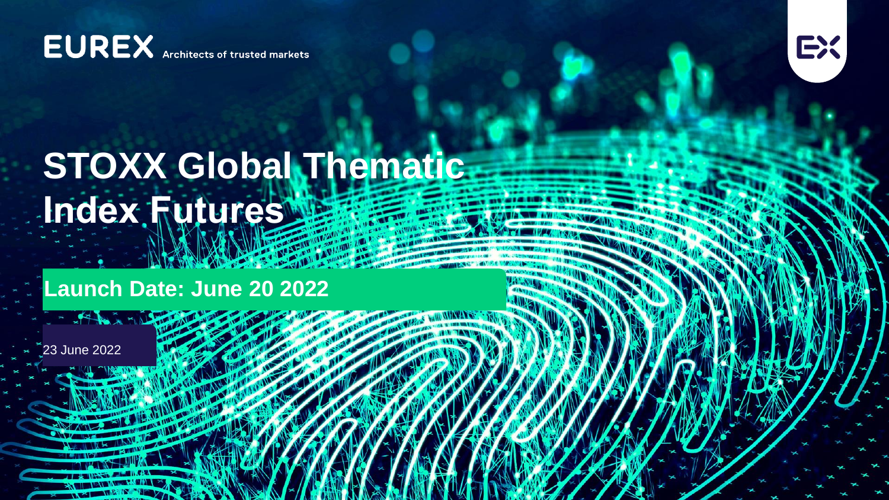EUREX Architects of trusted markets

# STOXX Global Thematic Index Futures

## Launch Date: June 20 2022

23 June 2022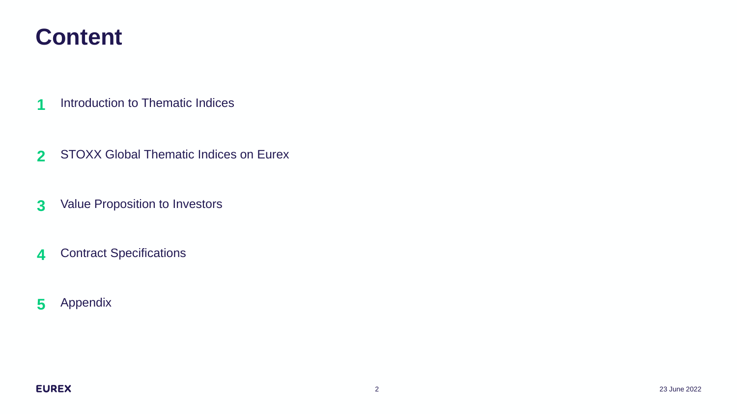# Content

1. Introduction to Thematic Indices

2. STOXX Global Thematic Indices on Eurex

3. Value Proposition to Investors

4. Contract Specifications

5. Appendix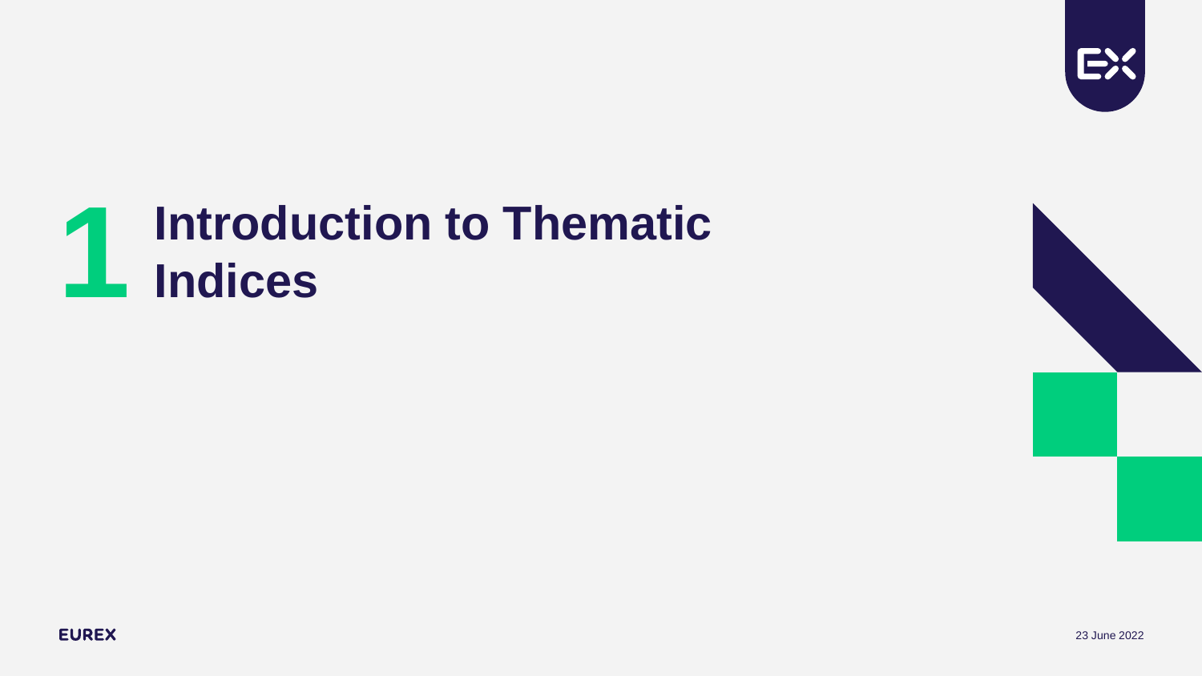# 1 Introduction to Thematic Indices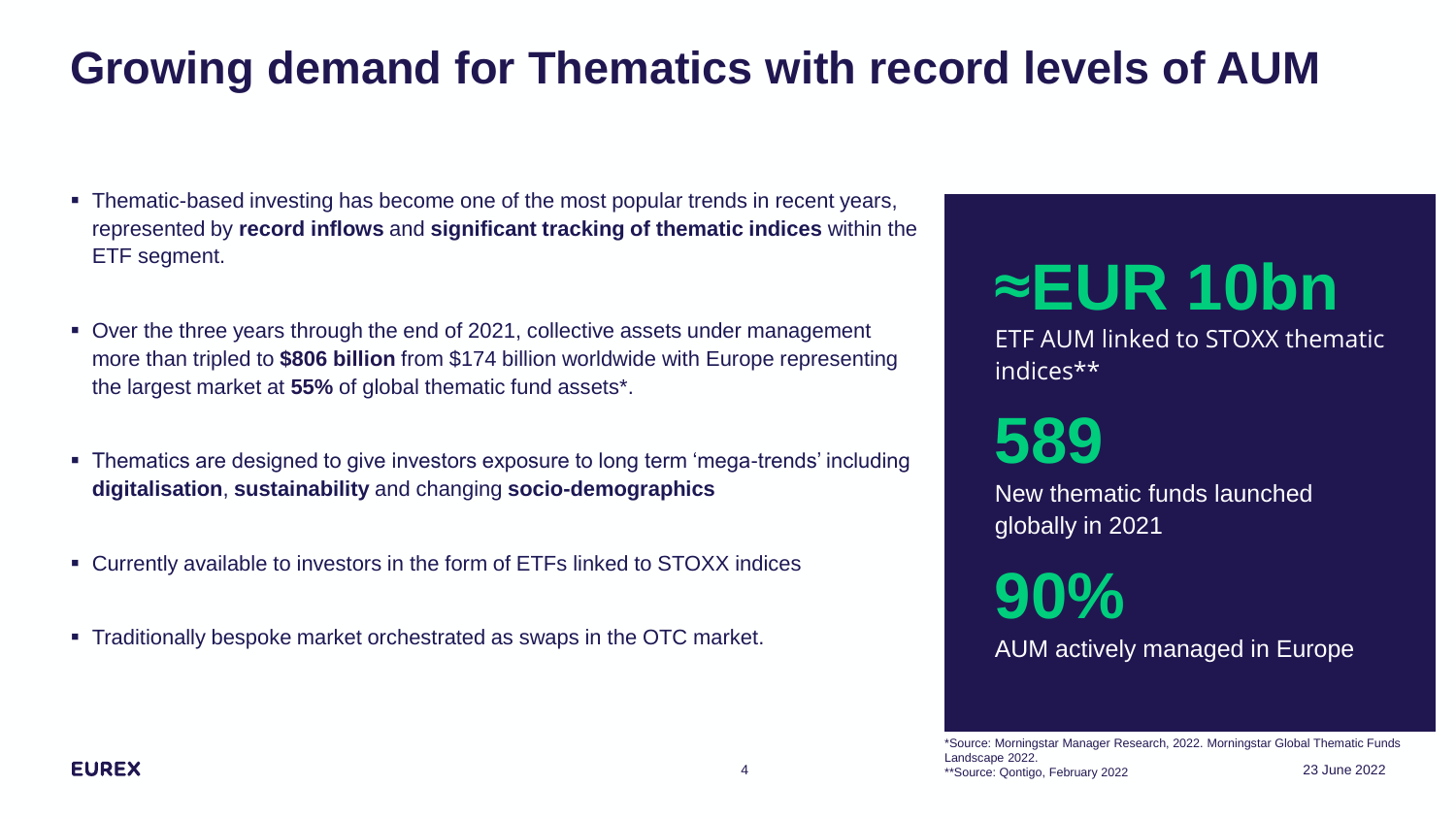# Growing demand for Thematics with record levels of AUM

- Thematic-based investing has become one of the most popular trends in recent years, represented by **record inflows** and **significant tracking of thematic indices** within the ETF segment.
- Over the three years through the end of 2021, collective assets under management more than tripled to **$806 billion** from $174 billion worldwide with Europe representing the largest market at **55%** of global thematic fund assets*.
- Thematics are designed to give investors exposure to long term 'mega-trends' including **digitalisation**, **sustainability** and changing **socio-demographics**
- Currently available to investors in the form of ETFs linked to STOXX indices
- Traditionally bespoke market orchestrated as swaps in the OTC market.

**≈EUR 10bn**

ETF AUM linked to STOXX thematic indices**

**589**

New thematic funds launched globally in 2021

**90%**

AUM actively managed in Europe

*Source: Morningstar Manager Research, 2022. Morningstar Global Thematic Funds Landscape 2022.
**Source: Qontigo, February 2022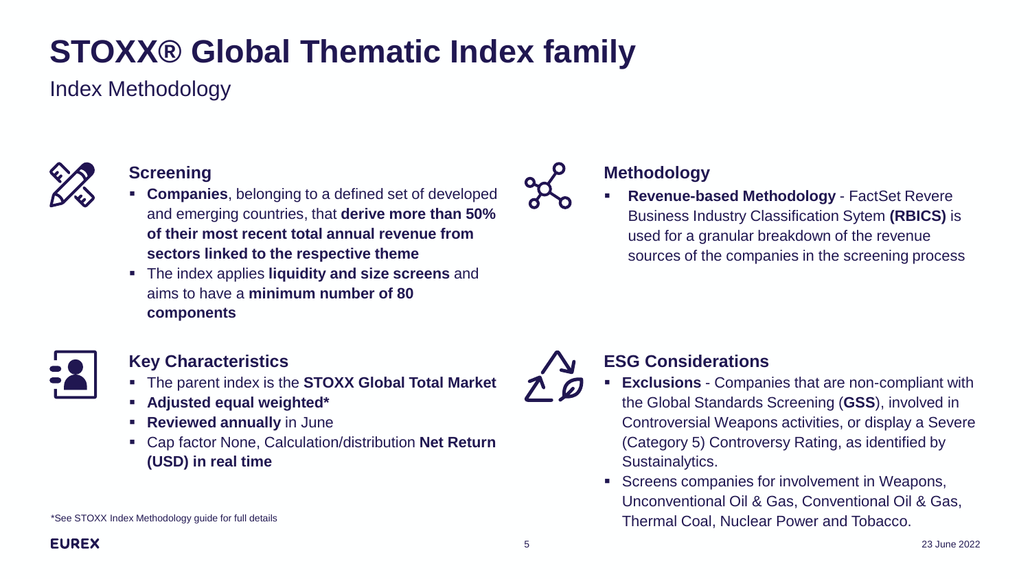# STOXX® Global Thematic Index family

Index Methodology

### Screening

- **Companies**, belonging to a defined set of developed and emerging countries, that **derive more than 50% of their most recent total annual revenue from sectors linked to the respective theme**
- The index applies **liquidity and size screens** and aims to have a **minimum number of 80 components**

### Methodology

- **Revenue-based Methodology** - FactSet Revere Business Industry Classification Sytem **(RBICS)** is used for a granular breakdown of the revenue sources of the companies in the screening process

### Key Characteristics

- The parent index is the **STOXX Global Total Market**
- **Adjusted equal weighted***
- **Reviewed annually** in June
- Cap factor None, Calculation/distribution **Net Return (USD) in real time**

### ESG Considerations

- **Exclusions** - Companies that are non-compliant with the Global Standards Screening (**GSS**), involved in Controversial Weapons activities, or display a Severe (Category 5) Controversy Rating, as identified by Sustainalytics.
- Screens companies for involvement in Weapons, Unconventional Oil & Gas, Conventional Oil & Gas, Thermal Coal, Nuclear Power and Tobacco.

*See STOXX Index Methodology guide for full details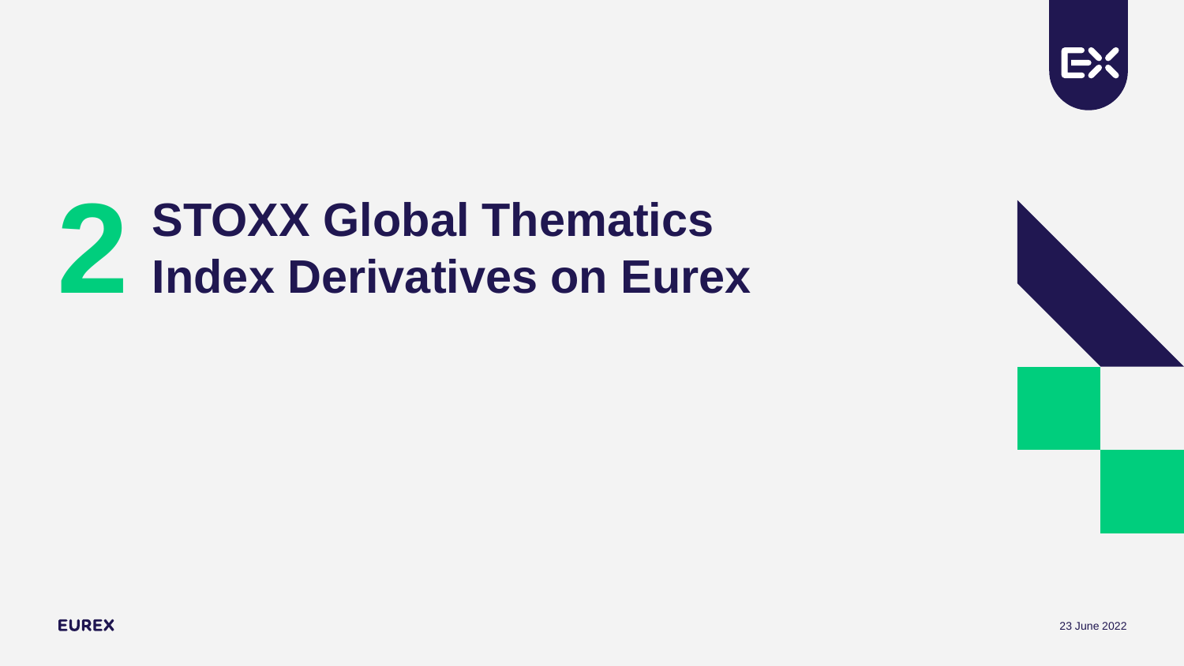# 2 STOXX Global Thematics Index Derivatives on Eurex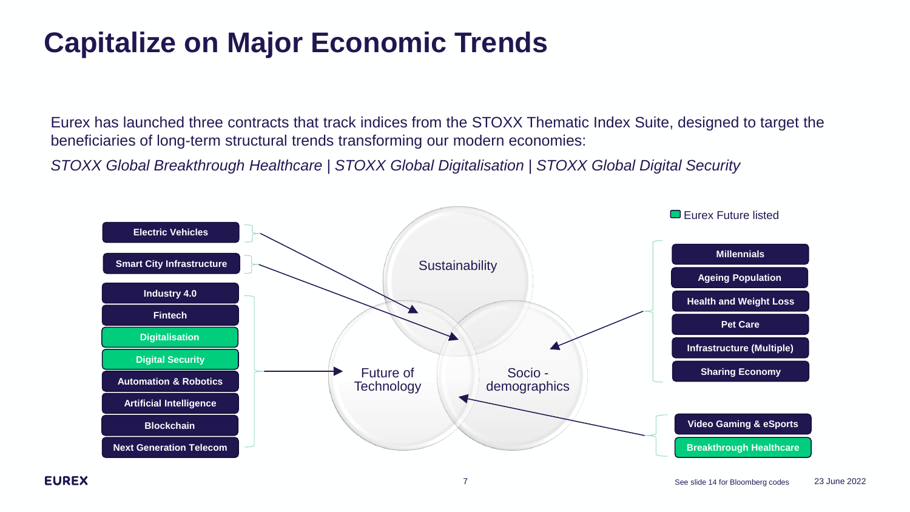# Capitalize on Major Economic Trends

Eurex has launched three contracts that track indices from the STOXX Thematic Index Suite, designed to target the beneficiaries of long-term structural trends transforming our modern economies:

*STOXX Global Breakthrough Healthcare | STOXX Global Digitalisation | STOXX Global Digital Security*

Eurex Future listed

**Sustainability**
- Electric Vehicles
- Smart City Infrastructure

**Future of Technology**
- Industry 4.0
- Fintech
- Digitalisation (Eurex Future listed)
- Digital Security (Eurex Future listed)
- Automation & Robotics
- Artificial Intelligence
- Blockchain
- Next Generation Telecom
- Video Gaming & eSports
- Breakthrough Healthcare (Eurex Future listed)

**Socio - demographics**
- Millennials
- Ageing Population
- Health and Weight Loss
- Pet Care
- Infrastructure (Multiple)
- Sharing Economy

See slide 14 for Bloomberg codes

23 June 2022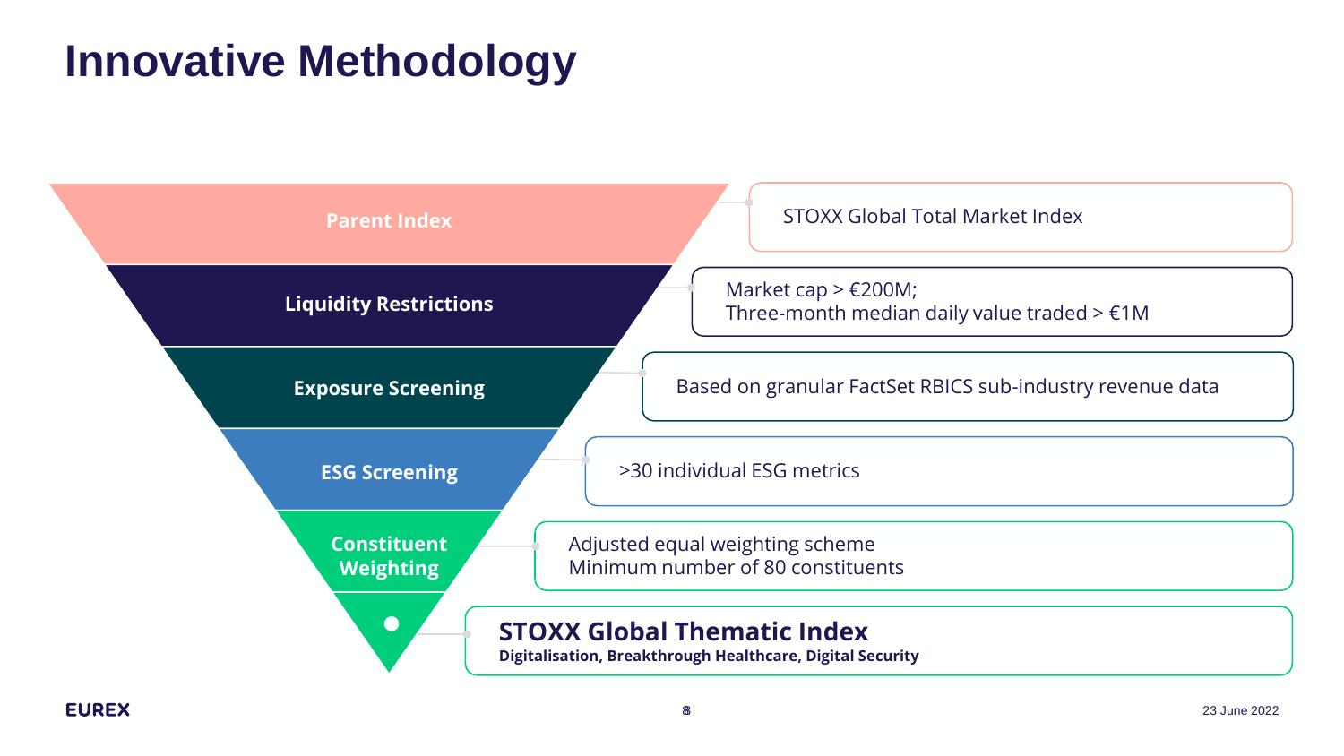# Innovative Methodology

| Step | Description |
| --- | --- |
| **Parent Index** | STOXX Global Total Market Index |
| **Liquidity Restrictions** | Market cap > €200M; Three-month median daily value traded > €1M |
| **Exposure Screening** | Based on granular FactSet RBICS sub-industry revenue data |
| **ESG Screening** | >30 individual ESG metrics |
| **Constituent Weighting** | Adjusted equal weighting scheme; Minimum number of 80 constituents |

**STOXX Global Thematic Index**

**Digitalisation, Breakthrough Healthcare, Digital Security**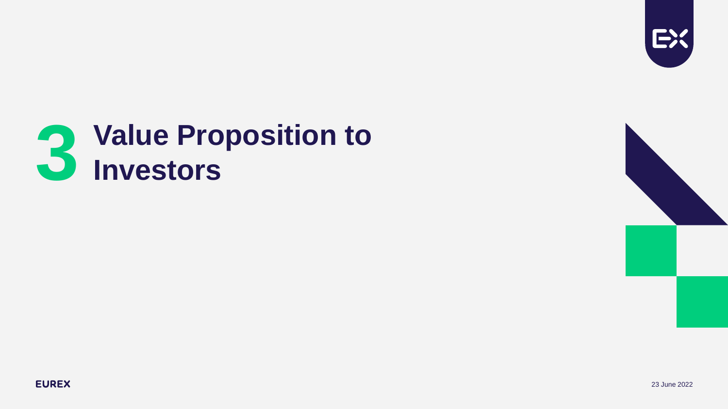# 3 Value Proposition to Investors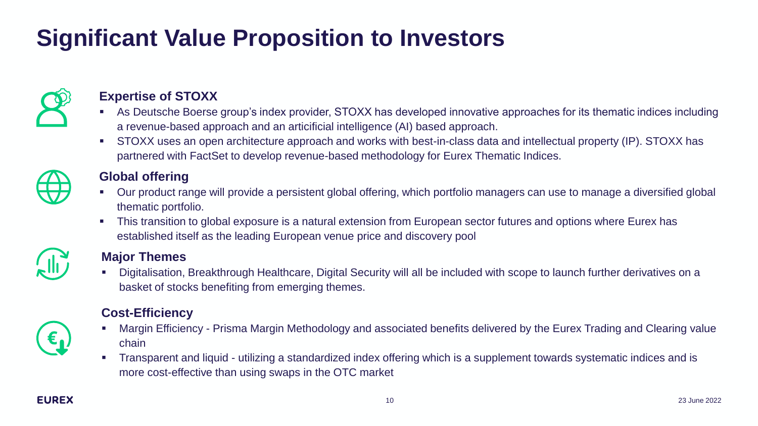# Significant Value Proposition to Investors

### Expertise of STOXX

- As Deutsche Boerse group's index provider, STOXX has developed innovative approaches for its thematic indices including a revenue-based approach and an articificial intelligence (AI) based approach.
- STOXX uses an open architecture approach and works with best-in-class data and intellectual property (IP). STOXX has partnered with FactSet to develop revenue-based methodology for Eurex Thematic Indices.

### Global offering

- Our product range will provide a persistent global offering, which portfolio managers can use to manage a diversified global thematic portfolio.
- This transition to global exposure is a natural extension from European sector futures and options where Eurex has established itself as the leading European venue price and discovery pool

### Major Themes

- Digitalisation, Breakthrough Healthcare, Digital Security will all be included with scope to launch further derivatives on a basket of stocks benefiting from emerging themes.

### Cost-Efficiency

- Margin Efficiency - Prisma Margin Methodology and associated benefits delivered by the Eurex Trading and Clearing value chain
- Transparent and liquid - utilizing a standardized index offering which is a supplement towards systematic indices and is more cost-effective than using swaps in the OTC market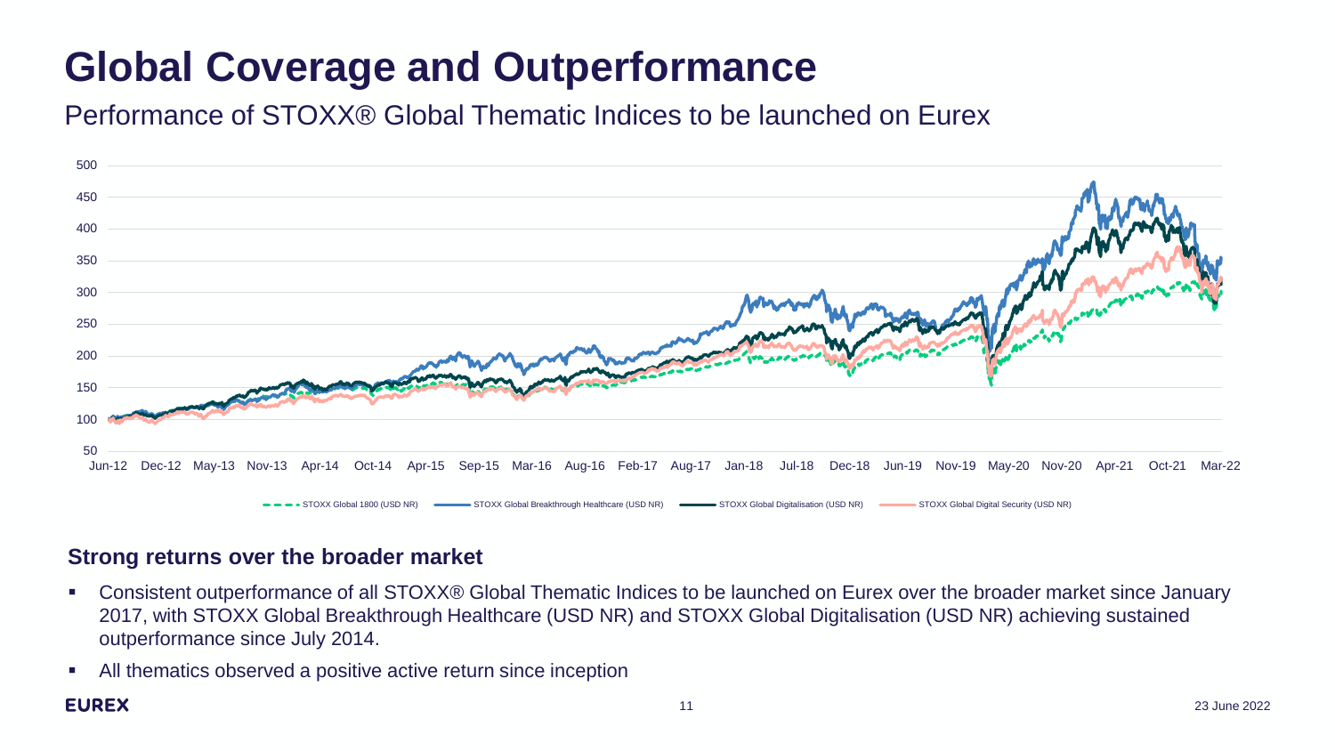# Global Coverage and Outperformance

Performance of STOXX® Global Thematic Indices to be launched on Eurex

**Strong returns over the broader market**

- Consistent outperformance of all STOXX® Global Thematic Indices to be launched on Eurex over the broader market since January 2017, with STOXX Global Breakthrough Healthcare (USD NR) and STOXX Global Digitalisation (USD NR) achieving sustained outperformance since July 2014.
- All thematics observed a positive active return since inception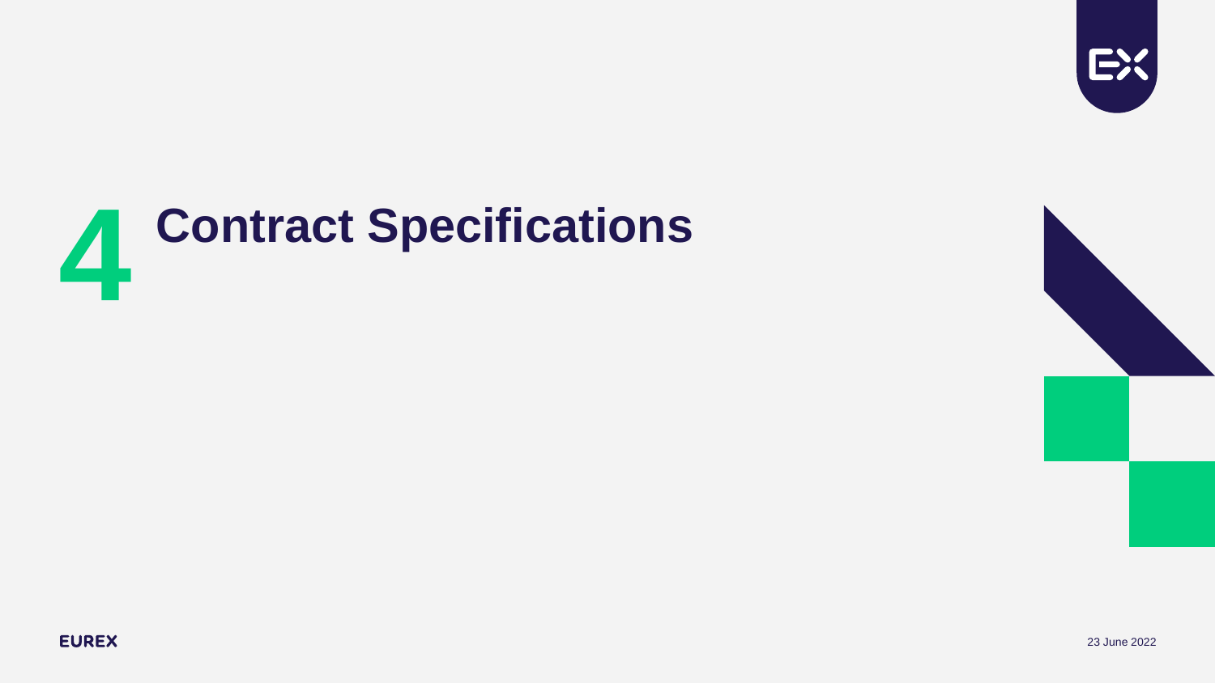# 4 Contract Specifications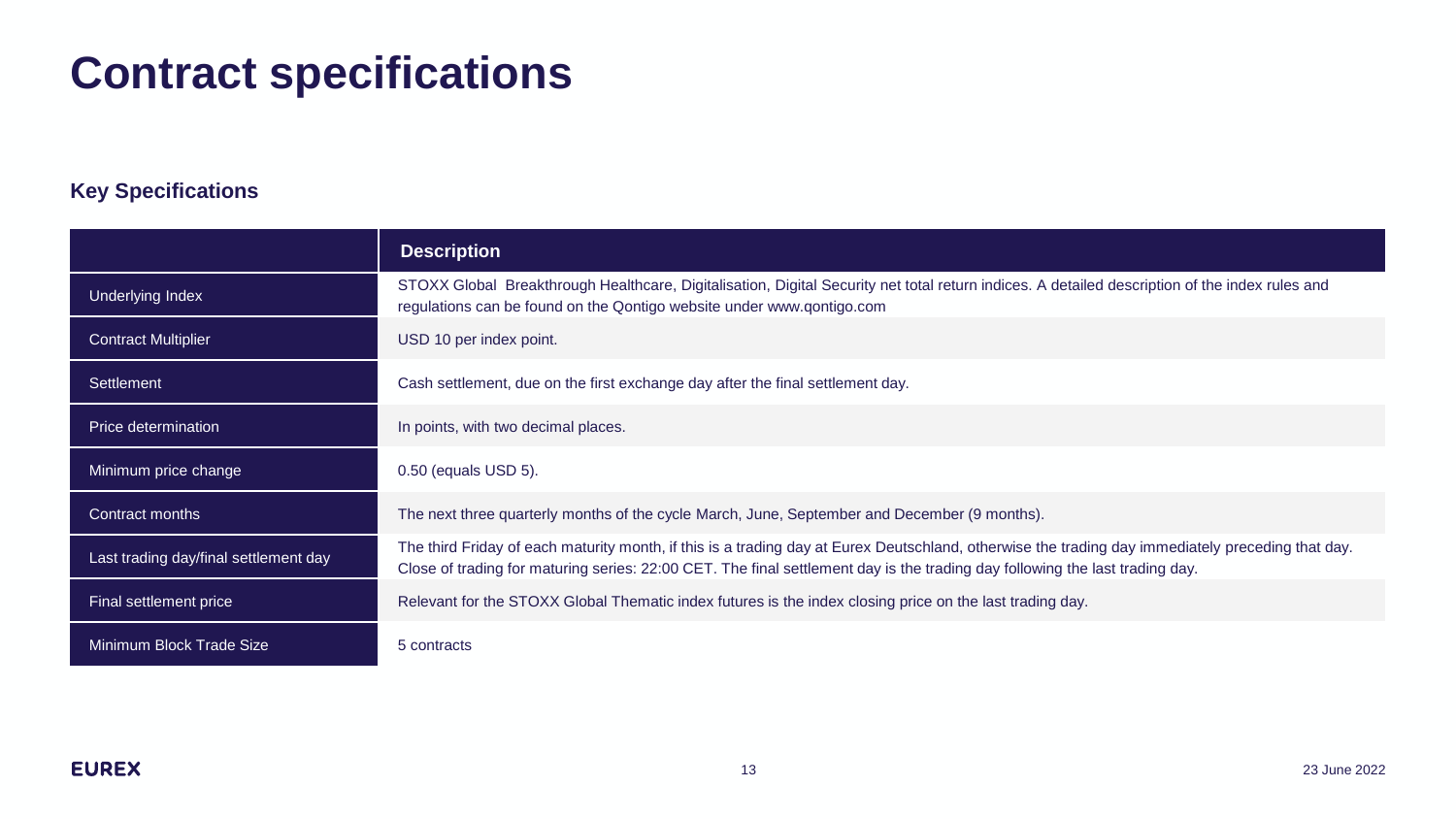# Contract specifications

### Key Specifications

| | Description |
|---|---|
| Underlying Index | STOXX Global  Breakthrough Healthcare, Digitalisation, Digital Security net total return indices. A detailed description of the index rules and regulations can be found on the Qontigo website under www.qontigo.com |
| Contract Multiplier | USD 10 per index point. |
| Settlement | Cash settlement, due on the first exchange day after the final settlement day. |
| Price determination | In points, with two decimal places. |
| Minimum price change | 0.50 (equals USD 5). |
| Contract months | The next three quarterly months of the cycle March, June, September and December (9 months). |
| Last trading day/final settlement day | The third Friday of each maturity month, if this is a trading day at Eurex Deutschland, otherwise the trading day immediately preceding that day. Close of trading for maturing series: 22:00 CET. The final settlement day is the trading day following the last trading day. |
| Final settlement price | Relevant for the STOXX Global Thematic index futures is the index closing price on the last trading day. |
| Minimum Block Trade Size | 5 contracts |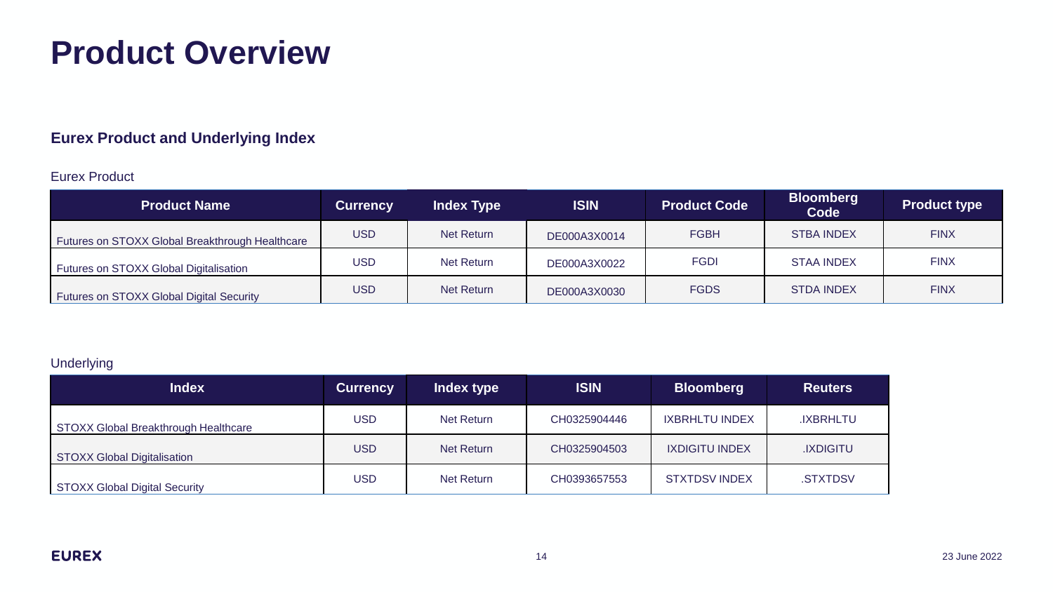# Product Overview

### Eurex Product and Underlying Index

Eurex Product

| Product Name | Currency | Index Type | ISIN | Product Code | Bloomberg Code | Product type |
|---|---|---|---|---|---|---|
| Futures on STOXX Global Breakthrough Healthcare | USD | Net Return | DE000A3X0014 | FGBH | STBA INDEX | FINX |
| Futures on STOXX Global Digitalisation | USD | Net Return | DE000A3X0022 | FGDI | STAA INDEX | FINX |
| Futures on STOXX Global Digital Security | USD | Net Return | DE000A3X0030 | FGDS | STDA INDEX | FINX |

Underlying

| Index | Currency | Index type | ISIN | Bloomberg | Reuters |
|---|---|---|---|---|---|
| STOXX Global Breakthrough Healthcare | USD | Net Return | CH0325904446 | IXBRHLTU INDEX | .IXBRHLTU |
| STOXX Global Digitalisation | USD | Net Return | CH0325904503 | IXDIGITU INDEX | .IXDIGITU |
| STOXX Global Digital Security | USD | Net Return | CH0393657553 | STXTDSV INDEX | .STXTDSV |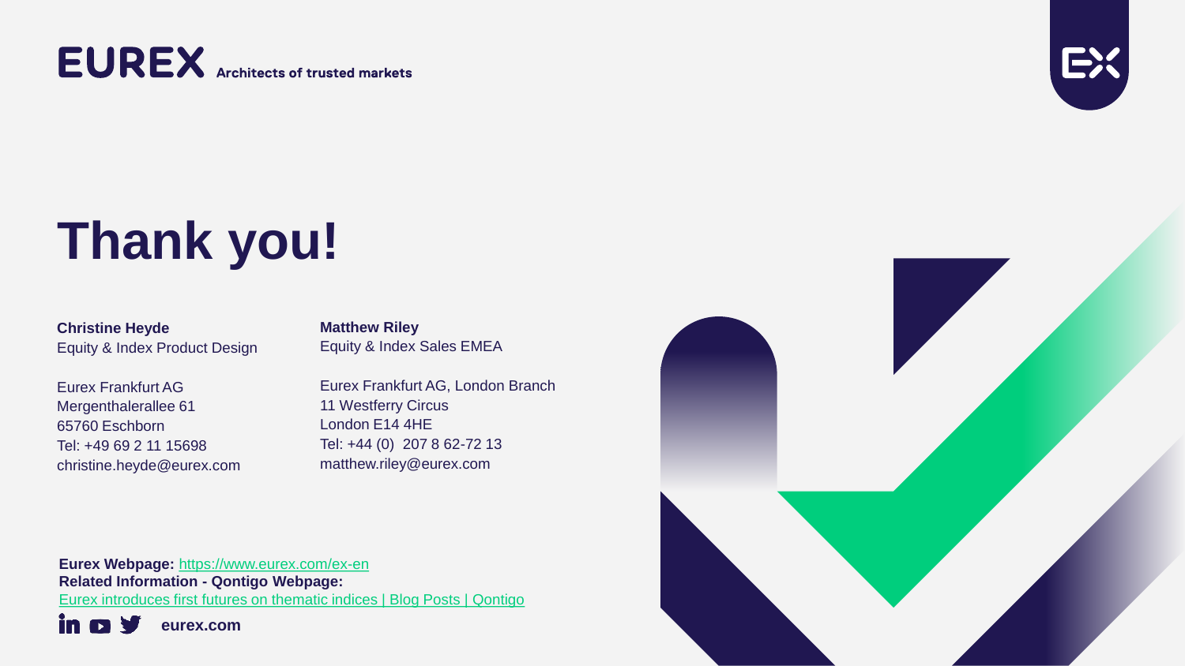**EUREX** Architects of trusted markets

# Thank you!

**Christine Heyde**
Equity & Index Product Design

Eurex Frankfurt AG
Mergenthalerallee 61
65760 Eschborn
Tel: +49 69 2 11 15698
christine.heyde@eurex.com

**Matthew Riley**
Equity & Index Sales EMEA

Eurex Frankfurt AG, London Branch
11 Westferry Circus
London E14 4HE
Tel: +44 (0) 207 8 62-72 13
matthew.riley@eurex.com

**Eurex Webpage:** https://www.eurex.com/ex-en
**Related Information - Qontigo Webpage:**
Eurex introduces first futures on thematic indices | Blog Posts | Qontigo

**eurex.com**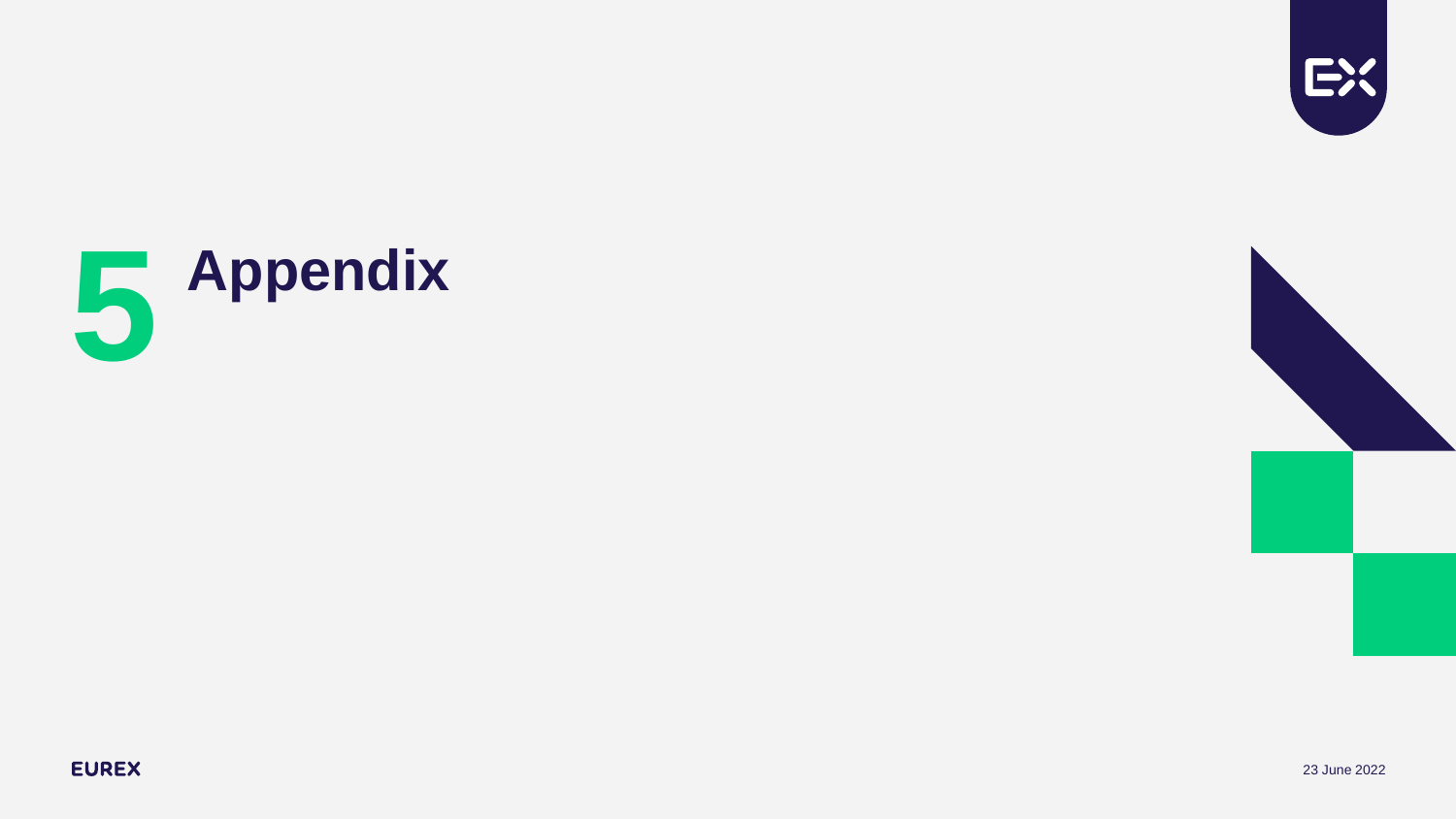# 5 Appendix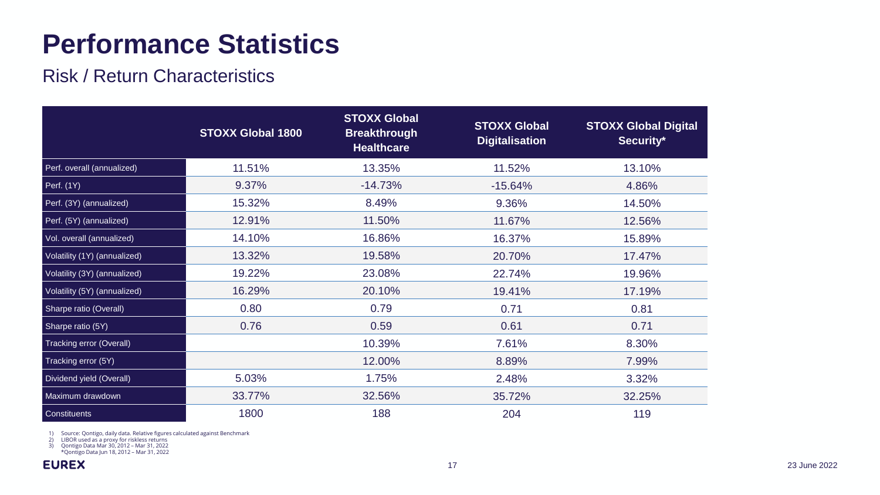# Performance Statistics

## Risk / Return Characteristics

| | STOXX Global 1800 | STOXX Global Breakthrough Healthcare | STOXX Global Digitalisation | STOXX Global Digital Security* |
|---|---|---|---|---|
| Perf. overall (annualized) | 11.51% | 13.35% | 11.52% | 13.10% |
| Perf. (1Y) | 9.37% | -14.73% | -15.64% | 4.86% |
| Perf. (3Y) (annualized) | 15.32% | 8.49% | 9.36% | 14.50% |
| Perf. (5Y) (annualized) | 12.91% | 11.50% | 11.67% | 12.56% |
| Vol. overall (annualized) | 14.10% | 16.86% | 16.37% | 15.89% |
| Volatility (1Y) (annualized) | 13.32% | 19.58% | 20.70% | 17.47% |
| Volatility (3Y) (annualized) | 19.22% | 23.08% | 22.74% | 19.96% |
| Volatility (5Y) (annualized) | 16.29% | 20.10% | 19.41% | 17.19% |
| Sharpe ratio (Overall) | 0.80 | 0.79 | 0.71 | 0.81 |
| Sharpe ratio (5Y) | 0.76 | 0.59 | 0.61 | 0.71 |
| Tracking error (Overall) | | 10.39% | 7.61% | 8.30% |
| Tracking error (5Y) | | 12.00% | 8.89% | 7.99% |
| Dividend yield (Overall) | 5.03% | 1.75% | 2.48% | 3.32% |
| Maximum drawdown | 33.77% | 32.56% | 35.72% | 32.25% |
| Constituents | 1800 | 188 | 204 | 119 |

1) Source: Qontigo, daily data. Relative figures calculated against Benchmark
2) LIBOR used as a proxy for riskless returns
3) Qontigo Data Mar 30, 2012 – Mar 31, 2022
*Qontigo Data Jun 18, 2012 – Mar 31, 2022

EUREX

23 June 2022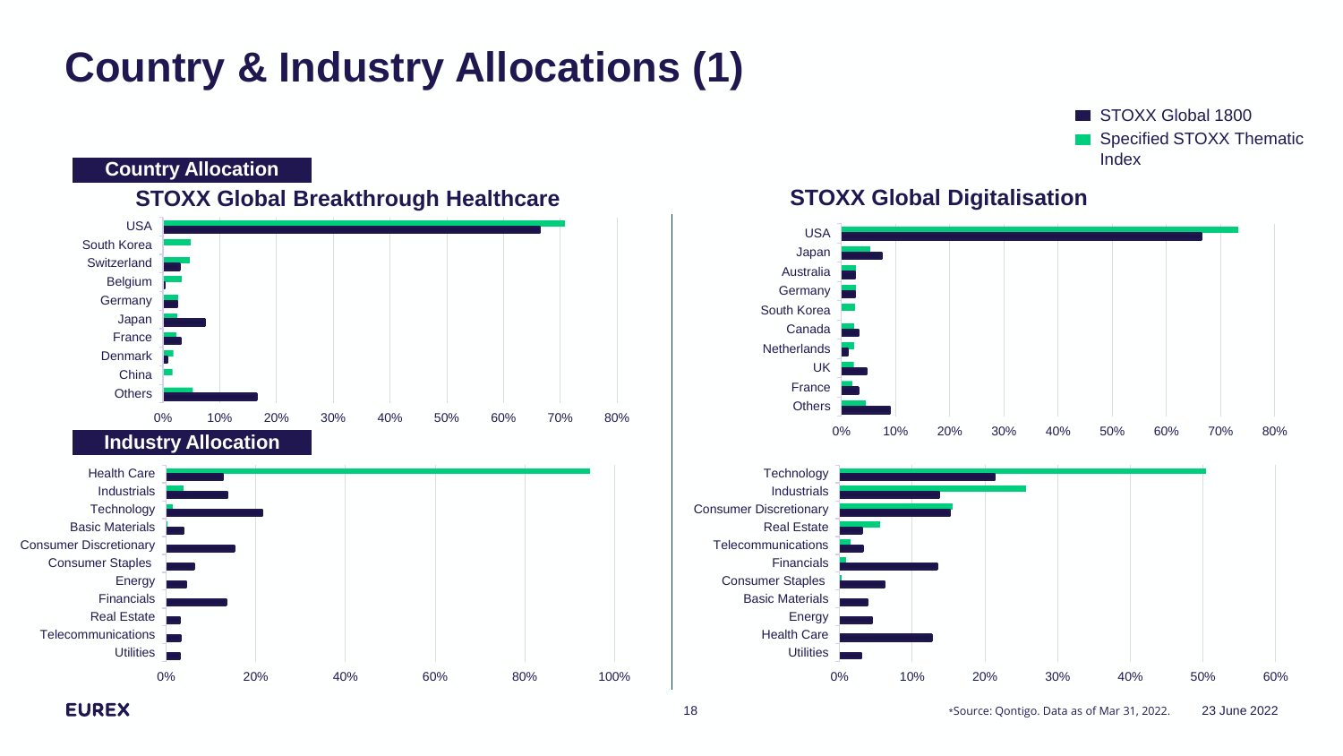# Country & Industry Allocations (1)

Legend: STOXX Global 1800 | Specified STOXX Thematic Index

## Country Allocation

### STOXX Global Breakthrough Healthcare

Categories: USA, South Korea, Switzerland, Belgium, Germany, Japan, France, Denmark, China, Others

Axis: 0%, 10%, 20%, 30%, 40%, 50%, 60%, 70%, 80%

### STOXX Global Digitalisation

Categories: USA, Japan, Australia, Germany, South Korea, Canada, Netherlands, UK, France, Others

Axis: 0%, 10%, 20%, 30%, 40%, 50%, 60%, 70%, 80%

## Industry Allocation

### STOXX Global Breakthrough Healthcare

Categories: Health Care, Industrials, Technology, Basic Materials, Consumer Discretionary, Consumer Staples, Energy, Financials, Real Estate, Telecommunications, Utilities

Axis: 0%, 20%, 40%, 60%, 80%, 100%

### STOXX Global Digitalisation

Categories: Technology, Industrials, Consumer Discretionary, Real Estate, Telecommunications, Financials, Consumer Staples, Basic Materials, Energy, Health Care, Utilities

Axis: 0%, 10%, 20%, 30%, 40%, 50%, 60%

*Source: Qontigo. Data as of Mar 31, 2022.

23 June 2022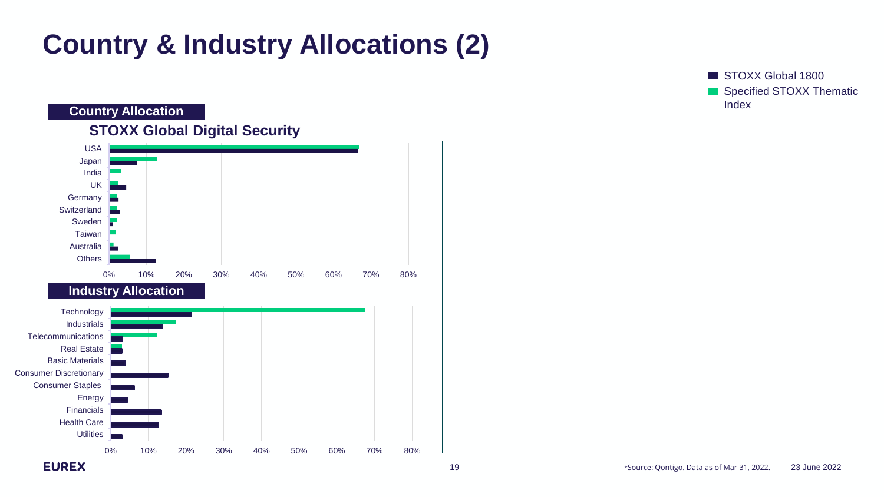# Country & Industry Allocations (2)

■ STOXX Global 1800
■ Specified STOXX Thematic Index

**Country Allocation**

**STOXX Global Digital Security**

USA
Japan
India
UK
Germany
Switzerland
Sweden
Taiwan
Australia
Others

0% 10% 20% 30% 40% 50% 60% 70% 80%

**Industry Allocation**

Technology
Industrials
Telecommunications
Real Estate
Basic Materials
Consumer Discretionary
Consumer Staples
Energy
Financials
Health Care
Utilities

0% 10% 20% 30% 40% 50% 60% 70% 80%

*Source: Qontigo. Data as of Mar 31, 2022.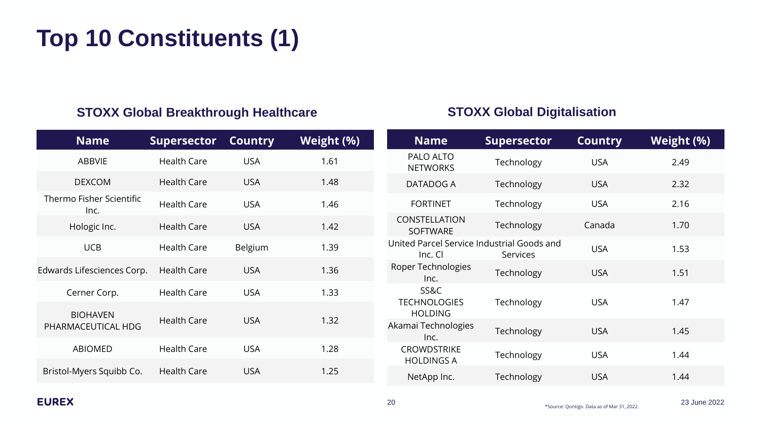# Top 10 Constituents (1)

### STOXX Global Breakthrough Healthcare

| Name | Supersector | Country | Weight (%) |
|---|---|---|---|
| ABBVIE | Health Care | USA | 1.61 |
| DEXCOM | Health Care | USA | 1.48 |
| Thermo Fisher Scientific Inc. | Health Care | USA | 1.46 |
| Hologic Inc. | Health Care | USA | 1.42 |
| UCB | Health Care | Belgium | 1.39 |
| Edwards Lifesciences Corp. | Health Care | USA | 1.36 |
| Cerner Corp. | Health Care | USA | 1.33 |
| BIOHAVEN PHARMACEUTICAL HDG | Health Care | USA | 1.32 |
| ABIOMED | Health Care | USA | 1.28 |
| Bristol-Myers Squibb Co. | Health Care | USA | 1.25 |

### STOXX Global Digitalisation

| Name | Supersector | Country | Weight (%) |
|---|---|---|---|
| PALO ALTO NETWORKS | Technology | USA | 2.49 |
| DATADOG A | Technology | USA | 2.32 |
| FORTINET | Technology | USA | 2.16 |
| CONSTELLATION SOFTWARE | Technology | Canada | 1.70 |
| United Parcel Service Inc. Cl | Industrial Goods and Services | USA | 1.53 |
| Roper Technologies Inc. | Technology | USA | 1.51 |
| SS&C TECHNOLOGIES HOLDING | Technology | USA | 1.47 |
| Akamai Technologies Inc. | Technology | USA | 1.45 |
| CROWDSTRIKE HOLDINGS A | Technology | USA | 1.44 |
| NetApp Inc. | Technology | USA | 1.44 |

*Source: Qontigo. Data as of Mar 31, 2022.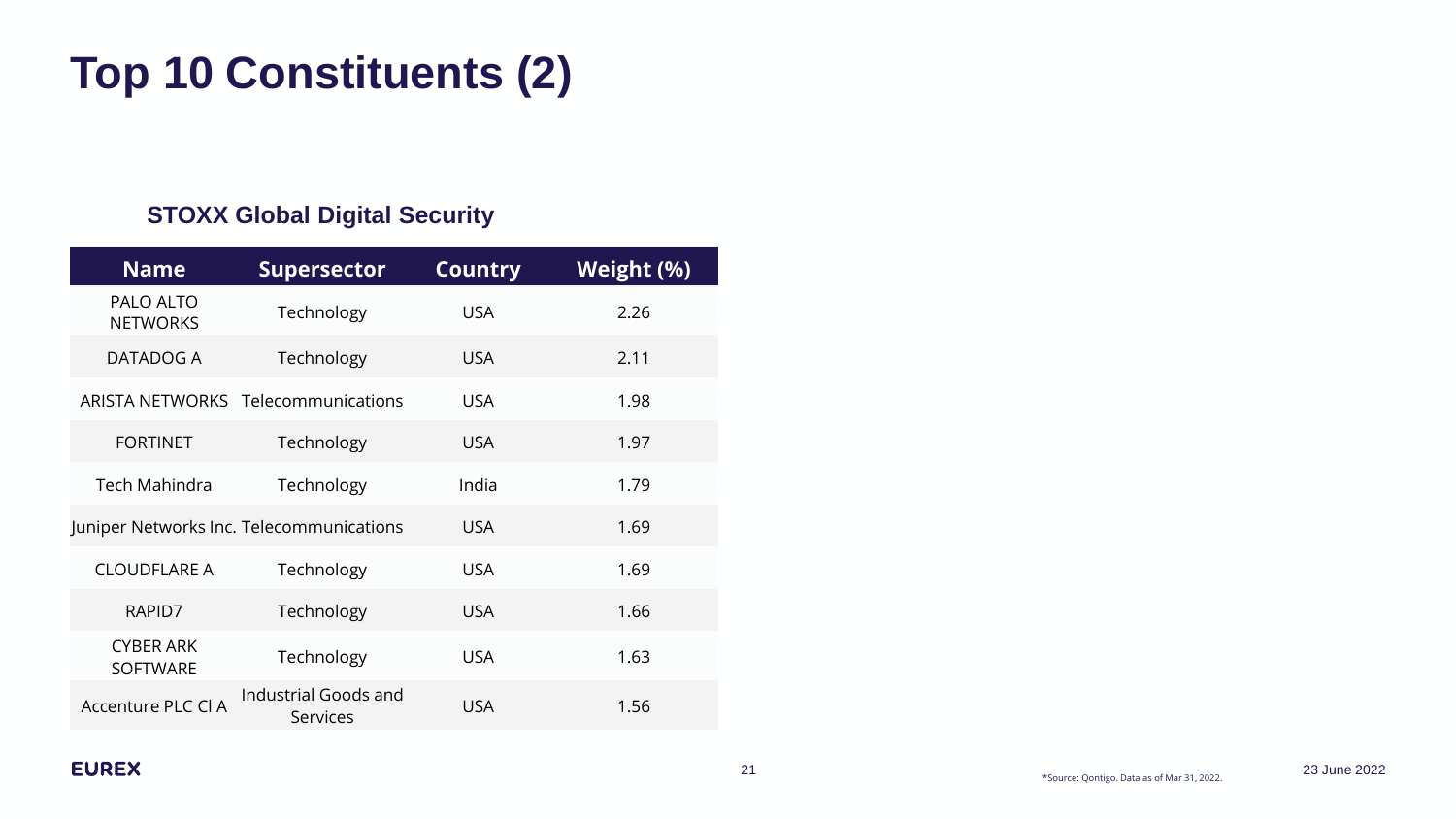# Top 10 Constituents (2)

### STOXX Global Digital Security

| Name | Supersector | Country | Weight (%) |
|---|---|---|---|
| PALO ALTO NETWORKS | Technology | USA | 2.26 |
| DATADOG A | Technology | USA | 2.11 |
| ARISTA NETWORKS | Telecommunications | USA | 1.98 |
| FORTINET | Technology | USA | 1.97 |
| Tech Mahindra | Technology | India | 1.79 |
| Juniper Networks Inc. | Telecommunications | USA | 1.69 |
| CLOUDFLARE A | Technology | USA | 1.69 |
| RAPID7 | Technology | USA | 1.66 |
| CYBER ARK SOFTWARE | Technology | USA | 1.63 |
| Accenture PLC Cl A | Industrial Goods and Services | USA | 1.56 |

*Source: Qontigo. Data as of Mar 31, 2022.

23 June 2022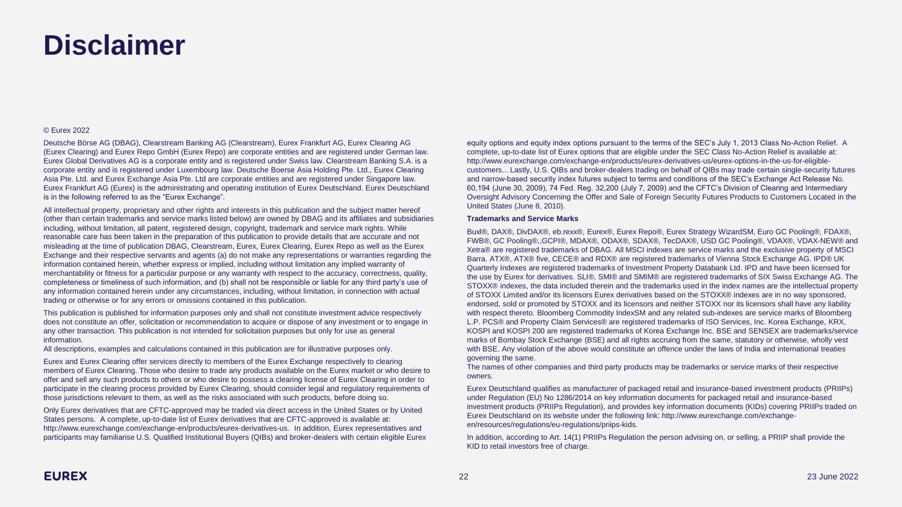# Disclaimer

© Eurex 2022

Deutsche Börse AG (DBAG), Clearstream Banking AG (Clearstream), Eurex Frankfurt AG, Eurex Clearing AG (Eurex Clearing) and Eurex Repo GmbH (Eurex Repo) are corporate entities and are registered under German law. Eurex Global Derivatives AG is a corporate entity and is registered under Swiss law. Clearstream Banking S.A. is a corporate entity and is registered under Luxembourg law. Deutsche Boerse Asia Holding Pte. Ltd., Eurex Clearing Asia Pte. Ltd. and Eurex Exchange Asia Pte. Ltd are corporate entities and are registered under Singapore law. Eurex Frankfurt AG (Eurex) is the administrating and operating institution of Eurex Deutschland. Eurex Deutschland is in the following referred to as the "Eurex Exchange".

All intellectual property, proprietary and other rights and interests in this publication and the subject matter hereof (other than certain trademarks and service marks listed below) are owned by DBAG and its affiliates and subsidiaries including, without limitation, all patent, registered design, copyright, trademark and service mark rights. While reasonable care has been taken in the preparation of this publication to provide details that are accurate and not misleading at the time of publication DBAG, Clearstream, Eurex, Eurex Clearing, Eurex Repo as well as the Eurex Exchange and their respective servants and agents (a) do not make any representations or warranties regarding the information contained herein, whether express or implied, including without limitation any implied warranty of merchantability or fitness for a particular purpose or any warranty with respect to the accuracy, correctness, quality, completeness or timeliness of such information, and (b) shall not be responsible or liable for any third party's use of any information contained herein under any circumstances, including, without limitation, in connection with actual trading or otherwise or for any errors or omissions contained in this publication.

This publication is published for information purposes only and shall not constitute investment advice respectively does not constitute an offer, solicitation or recommendation to acquire or dispose of any investment or to engage in any other transaction. This publication is not intended for solicitation purposes but only for use as general information.

All descriptions, examples and calculations contained in this publication are for illustrative purposes only.

Eurex and Eurex Clearing offer services directly to members of the Eurex Exchange respectively to clearing members of Eurex Clearing. Those who desire to trade any products available on the Eurex market or who desire to offer and sell any such products to others or who desire to possess a clearing license of Eurex Clearing in order to participate in the clearing process provided by Eurex Clearing, should consider legal and regulatory requirements of those jurisdictions relevant to them, as well as the risks associated with such products, before doing so.

Only Eurex derivatives that are CFTC-approved may be traded via direct access in the United States or by United States persons. A complete, up-to-date list of Eurex derivatives that are CFTC-approved is available at: http://www.eurexchange.com/exchange-en/products/eurex-derivatives-us. In addition, Eurex representatives and participants may familiarise U.S. Qualified Institutional Buyers (QIBs) and broker-dealers with certain eligible Eurex equity options and equity index options pursuant to the terms of the SEC's July 1, 2013 Class No-Action Relief. A complete, up-to-date list of Eurex options that are eligible under the SEC Class No-Action Relief is available at: http://www.eurexchange.com/exchange-en/products/eurex-derivatives-us/eurex-options-in-the-us-for-eligible-customers... Lastly, U.S. QIBs and broker-dealers trading on behalf of QIBs may trade certain single-security futures and narrow-based security index futures subject to terms and conditions of the SEC's Exchange Act Release No. 60,194 (June 30, 2009), 74 Fed. Reg. 32,200 (July 7, 2009) and the CFTC's Division of Clearing and Intermediary Oversight Advisory Concerning the Offer and Sale of Foreign Security Futures Products to Customers Located in the United States (June 8, 2010).

**Trademarks and Service Marks**

Buxl®, DAX®, DivDAX®, eb.rexx®, Eurex®, Eurex Repo®, Eurex Strategy WizardSM, Euro GC Pooling®, FDAX®, FWB®, GC Pooling®,,GCPI®, MDAX®, ODAX®, SDAX®, TecDAX®, USD GC Pooling®, VDAX®, VDAX-NEW® and Xetra® are registered trademarks of DBAG. All MSCI indexes are service marks and the exclusive property of MSCI Barra. ATX®, ATX® five, CECE® and RDX® are registered trademarks of Vienna Stock Exchange AG. IPD® UK Quarterly Indexes are registered trademarks of Investment Property Databank Ltd. IPD and have been licensed for the use by Eurex for derivatives. SLI®, SMI® and SMIM® are registered trademarks of SIX Swiss Exchange AG. The STOXX® indexes, the data included therein and the trademarks used in the index names are the intellectual property of STOXX Limited and/or its licensors Eurex derivatives based on the STOXX® indexes are in no way sponsored, endorsed, sold or promoted by STOXX and its licensors and neither STOXX nor its licensors shall have any liability with respect thereto. Bloomberg Commodity IndexSM and any related sub-indexes are service marks of Bloomberg L.P. PCS® and Property Claim Services® are registered trademarks of ISO Services, Inc. Korea Exchange, KRX, KOSPI and KOSPI 200 are registered trademarks of Korea Exchange Inc. BSE and SENSEX are trademarks/service marks of Bombay Stock Exchange (BSE) and all rights accruing from the same, statutory or otherwise, wholly vest with BSE. Any violation of the above would constitute an offence under the laws of India and international treaties governing the same.

The names of other companies and third party products may be trademarks or service marks of their respective owners.

Eurex Deutschland qualifies as manufacturer of packaged retail and insurance-based investment products (PRIIPs) under Regulation (EU) No 1286/2014 on key information documents for packaged retail and insurance-based investment products (PRIIPs Regulation), and provides key information documents (KIDs) covering PRIIPs traded on Eurex Deutschland on its website under the following link: http://www.eurexchange.com/exchange-en/resources/regulations/eu-regulations/priips-kids.

In addition, according to Art. 14(1) PRIIPs Regulation the person advising on, or selling, a PRIIP shall provide the KID to retail investors free of charge.